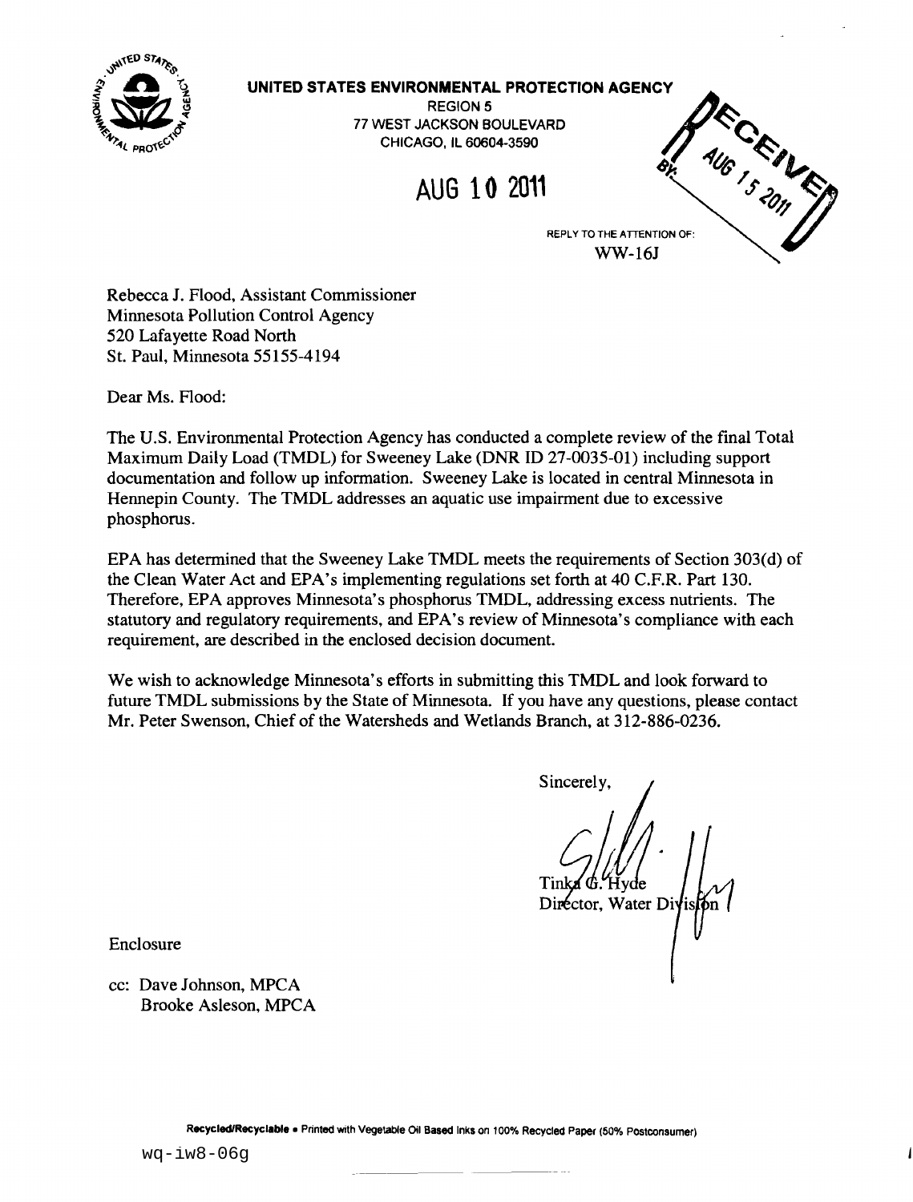**UNITED STATES ENVIRONMENTAL PROTECTION AGENCY**

REGION 5
77 WEST JACKSON BOULEVARD
CHICAGO, IL 60604-3590

**AUG 10 2011**

RECEIVED
AUG 15 2011
BY:

REPLY TO THE ATTENTION OF:
WW-16J

Rebecca J. Flood, Assistant Commissioner
Minnesota Pollution Control Agency
520 Lafayette Road North
St. Paul, Minnesota 55155-4194

Dear Ms. Flood:

The U.S. Environmental Protection Agency has conducted a complete review of the final Total Maximum Daily Load (TMDL) for Sweeney Lake (DNR ID 27-0035-01) including support documentation and follow up information. Sweeney Lake is located in central Minnesota in Hennepin County. The TMDL addresses an aquatic use impairment due to excessive phosphorus.

EPA has determined that the Sweeney Lake TMDL meets the requirements of Section 303(d) of the Clean Water Act and EPA's implementing regulations set forth at 40 C.F.R. Part 130. Therefore, EPA approves Minnesota's phosphorus TMDL, addressing excess nutrients. The statutory and regulatory requirements, and EPA's review of Minnesota's compliance with each requirement, are described in the enclosed decision document.

We wish to acknowledge Minnesota's efforts in submitting this TMDL and look forward to future TMDL submissions by the State of Minnesota. If you have any questions, please contact Mr. Peter Swenson, Chief of the Watersheds and Wetlands Branch, at 312-886-0236.

Sincerely,

Tinka G. Hyde
Director, Water Division

Enclosure

cc: Dave Johnson, MPCA
Brooke Asleson, MPCA

Recycled/Recyclable • Printed with Vegetable Oil Based Inks on 100% Recycled Paper (50% Postconsumer)

wq-iw8-06g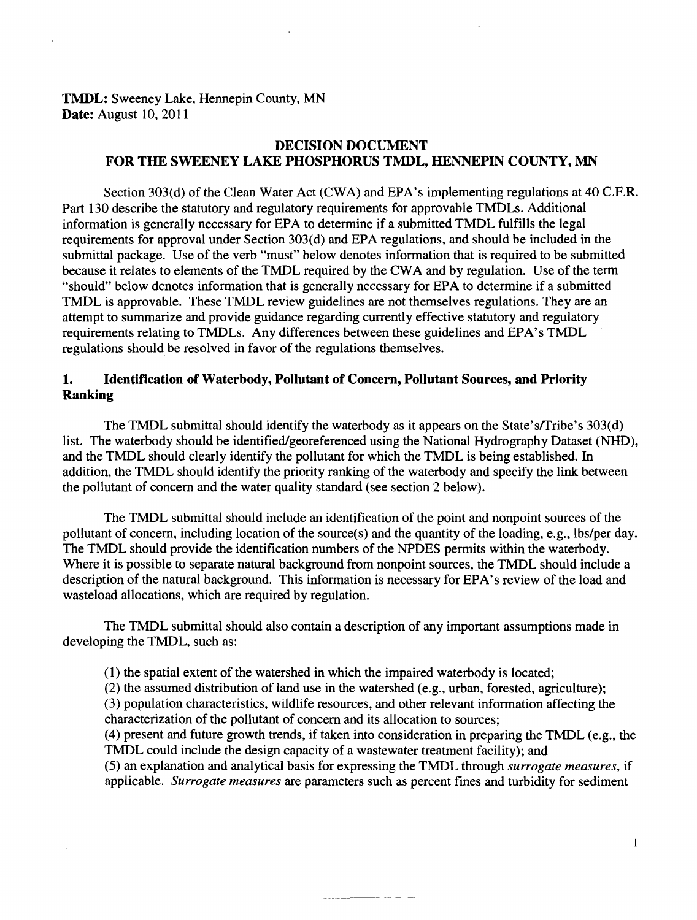**TMDL:** Sweeney Lake, Hennepin County, MN
**Date:** August 10, 2011

## DECISION DOCUMENT FOR THE SWEENEY LAKE PHOSPHORUS TMDL, HENNEPIN COUNTY, MN

Section 303(d) of the Clean Water Act (CWA) and EPA's implementing regulations at 40 C.F.R. Part 130 describe the statutory and regulatory requirements for approvable TMDLs. Additional information is generally necessary for EPA to determine if a submitted TMDL fulfills the legal requirements for approval under Section 303(d) and EPA regulations, and should be included in the submittal package. Use of the verb "must" below denotes information that is required to be submitted because it relates to elements of the TMDL required by the CWA and by regulation. Use of the term "should" below denotes information that is generally necessary for EPA to determine if a submitted TMDL is approvable. These TMDL review guidelines are not themselves regulations. They are an attempt to summarize and provide guidance regarding currently effective statutory and regulatory requirements relating to TMDLs. Any differences between these guidelines and EPA's TMDL regulations should be resolved in favor of the regulations themselves.

### 1. Identification of Waterbody, Pollutant of Concern, Pollutant Sources, and Priority Ranking

The TMDL submittal should identify the waterbody as it appears on the State's/Tribe's 303(d) list. The waterbody should be identified/georeferenced using the National Hydrography Dataset (NHD), and the TMDL should clearly identify the pollutant for which the TMDL is being established. In addition, the TMDL should identify the priority ranking of the waterbody and specify the link between the pollutant of concern and the water quality standard (see section 2 below).

The TMDL submittal should include an identification of the point and nonpoint sources of the pollutant of concern, including location of the source(s) and the quantity of the loading, e.g., lbs/per day. The TMDL should provide the identification numbers of the NPDES permits within the waterbody. Where it is possible to separate natural background from nonpoint sources, the TMDL should include a description of the natural background. This information is necessary for EPA's review of the load and wasteload allocations, which are required by regulation.

The TMDL submittal should also contain a description of any important assumptions made in developing the TMDL, such as:

(1) the spatial extent of the watershed in which the impaired waterbody is located;
(2) the assumed distribution of land use in the watershed (e.g., urban, forested, agriculture);
(3) population characteristics, wildlife resources, and other relevant information affecting the characterization of the pollutant of concern and its allocation to sources;
(4) present and future growth trends, if taken into consideration in preparing the TMDL (e.g., the TMDL could include the design capacity of a wastewater treatment facility); and
(5) an explanation and analytical basis for expressing the TMDL through *surrogate measures*, if applicable. *Surrogate measures* are parameters such as percent fines and turbidity for sediment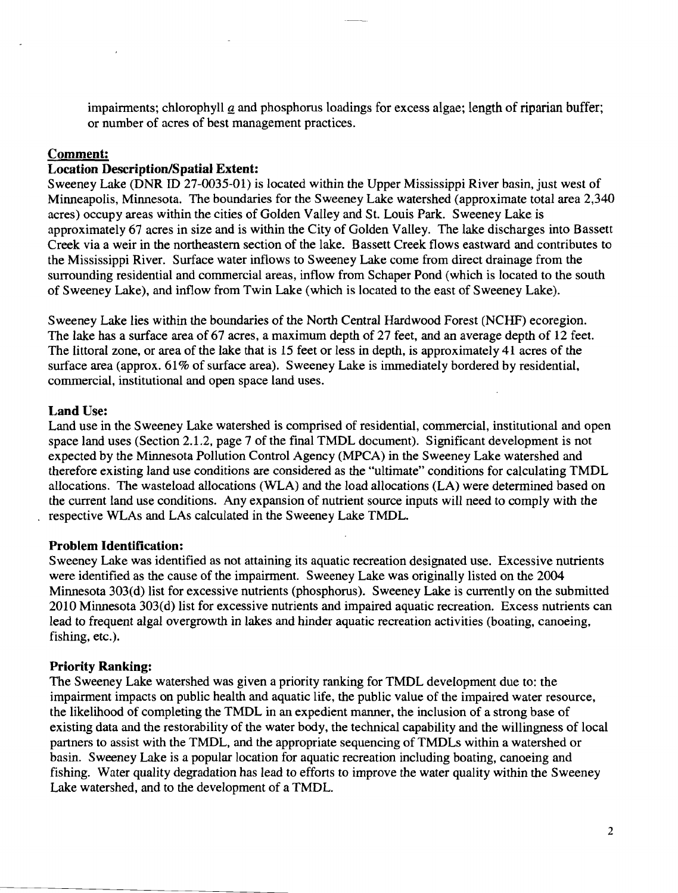impairments; chlorophyll *a* and phosphorus loadings for excess algae; length of riparian buffer; or number of acres of best management practices.

**Comment:**

**Location Description/Spatial Extent:**

Sweeney Lake (DNR ID 27-0035-01) is located within the Upper Mississippi River basin, just west of Minneapolis, Minnesota. The boundaries for the Sweeney Lake watershed (approximate total area 2,340 acres) occupy areas within the cities of Golden Valley and St. Louis Park. Sweeney Lake is approximately 67 acres in size and is within the City of Golden Valley. The lake discharges into Bassett Creek via a weir in the northeastern section of the lake. Bassett Creek flows eastward and contributes to the Mississippi River. Surface water inflows to Sweeney Lake come from direct drainage from the surrounding residential and commercial areas, inflow from Schaper Pond (which is located to the south of Sweeney Lake), and inflow from Twin Lake (which is located to the east of Sweeney Lake).

Sweeney Lake lies within the boundaries of the North Central Hardwood Forest (NCHF) ecoregion. The lake has a surface area of 67 acres, a maximum depth of 27 feet, and an average depth of 12 feet. The littoral zone, or area of the lake that is 15 feet or less in depth, is approximately 41 acres of the surface area (approx. 61% of surface area). Sweeney Lake is immediately bordered by residential, commercial, institutional and open space land uses.

**Land Use:**

Land use in the Sweeney Lake watershed is comprised of residential, commercial, institutional and open space land uses (Section 2.1.2, page 7 of the final TMDL document). Significant development is not expected by the Minnesota Pollution Control Agency (MPCA) in the Sweeney Lake watershed and therefore existing land use conditions are considered as the "ultimate" conditions for calculating TMDL allocations. The wasteload allocations (WLA) and the load allocations (LA) were determined based on the current land use conditions. Any expansion of nutrient source inputs will need to comply with the respective WLAs and LAs calculated in the Sweeney Lake TMDL.

**Problem Identification:**

Sweeney Lake was identified as not attaining its aquatic recreation designated use. Excessive nutrients were identified as the cause of the impairment. Sweeney Lake was originally listed on the 2004 Minnesota 303(d) list for excessive nutrients (phosphorus). Sweeney Lake is currently on the submitted 2010 Minnesota 303(d) list for excessive nutrients and impaired aquatic recreation. Excess nutrients can lead to frequent algal overgrowth in lakes and hinder aquatic recreation activities (boating, canoeing, fishing, etc.).

**Priority Ranking:**

The Sweeney Lake watershed was given a priority ranking for TMDL development due to: the impairment impacts on public health and aquatic life, the public value of the impaired water resource, the likelihood of completing the TMDL in an expedient manner, the inclusion of a strong base of existing data and the restorability of the water body, the technical capability and the willingness of local partners to assist with the TMDL, and the appropriate sequencing of TMDLs within a watershed or basin. Sweeney Lake is a popular location for aquatic recreation including boating, canoeing and fishing. Water quality degradation has lead to efforts to improve the water quality within the Sweeney Lake watershed, and to the development of a TMDL.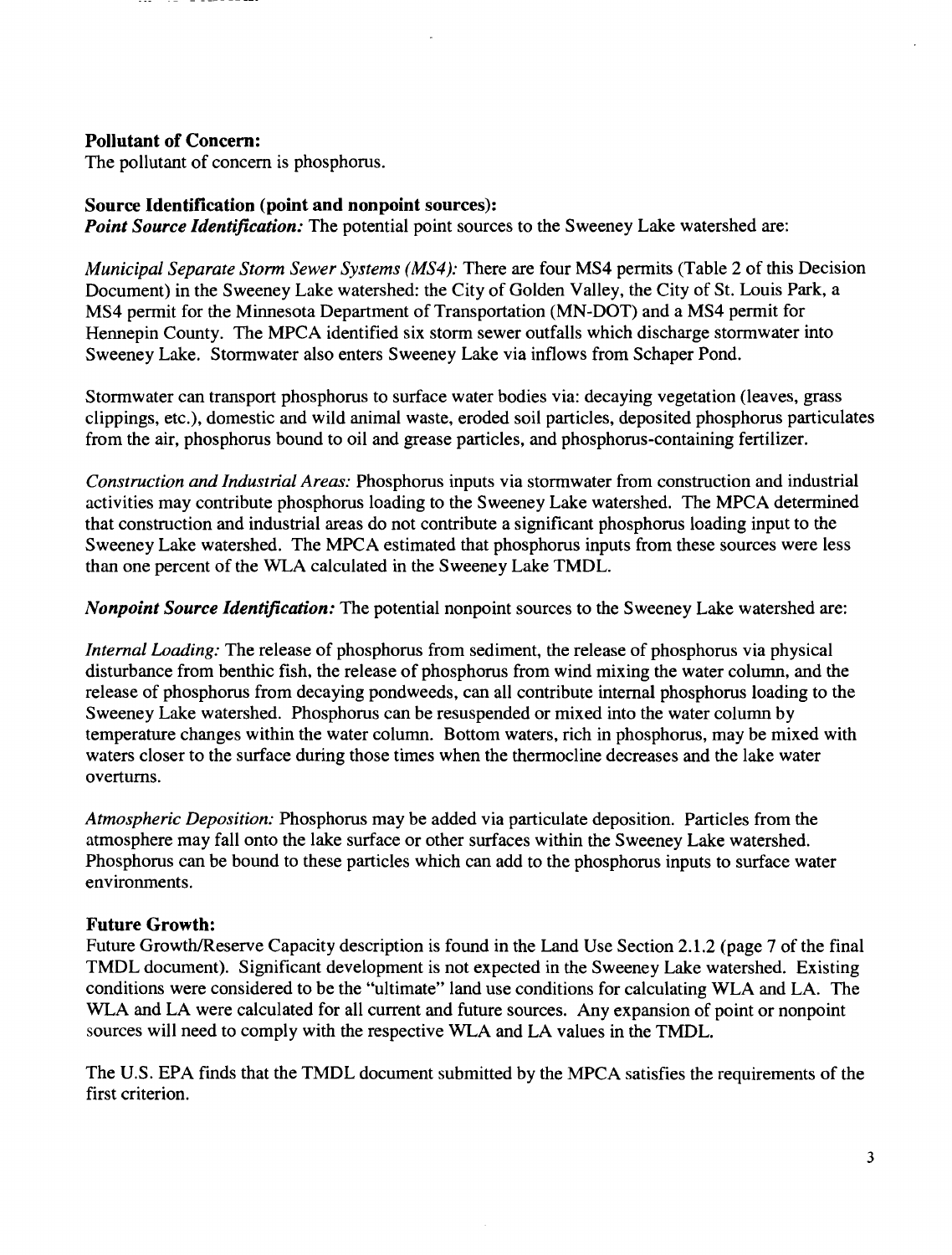**Pollutant of Concern:**
The pollutant of concern is phosphorus.

**Source Identification (point and nonpoint sources):**
***Point Source Identification:*** The potential point sources to the Sweeney Lake watershed are:

*Municipal Separate Storm Sewer Systems (MS4):* There are four MS4 permits (Table 2 of this Decision Document) in the Sweeney Lake watershed: the City of Golden Valley, the City of St. Louis Park, a MS4 permit for the Minnesota Department of Transportation (MN-DOT) and a MS4 permit for Hennepin County. The MPCA identified six storm sewer outfalls which discharge stormwater into Sweeney Lake. Stormwater also enters Sweeney Lake via inflows from Schaper Pond.

Stormwater can transport phosphorus to surface water bodies via: decaying vegetation (leaves, grass clippings, etc.), domestic and wild animal waste, eroded soil particles, deposited phosphorus particulates from the air, phosphorus bound to oil and grease particles, and phosphorus-containing fertilizer.

*Construction and Industrial Areas:* Phosphorus inputs via stormwater from construction and industrial activities may contribute phosphorus loading to the Sweeney Lake watershed. The MPCA determined that construction and industrial areas do not contribute a significant phosphorus loading input to the Sweeney Lake watershed. The MPCA estimated that phosphorus inputs from these sources were less than one percent of the WLA calculated in the Sweeney Lake TMDL.

***Nonpoint Source Identification:*** The potential nonpoint sources to the Sweeney Lake watershed are:

*Internal Loading:* The release of phosphorus from sediment, the release of phosphorus via physical disturbance from benthic fish, the release of phosphorus from wind mixing the water column, and the release of phosphorus from decaying pondweeds, can all contribute internal phosphorus loading to the Sweeney Lake watershed. Phosphorus can be resuspended or mixed into the water column by temperature changes within the water column. Bottom waters, rich in phosphorus, may be mixed with waters closer to the surface during those times when the thermocline decreases and the lake water overturns.

*Atmospheric Deposition:* Phosphorus may be added via particulate deposition. Particles from the atmosphere may fall onto the lake surface or other surfaces within the Sweeney Lake watershed. Phosphorus can be bound to these particles which can add to the phosphorus inputs to surface water environments.

**Future Growth:**
Future Growth/Reserve Capacity description is found in the Land Use Section 2.1.2 (page 7 of the final TMDL document). Significant development is not expected in the Sweeney Lake watershed. Existing conditions were considered to be the "ultimate" land use conditions for calculating WLA and LA. The WLA and LA were calculated for all current and future sources. Any expansion of point or nonpoint sources will need to comply with the respective WLA and LA values in the TMDL.

The U.S. EPA finds that the TMDL document submitted by the MPCA satisfies the requirements of the first criterion.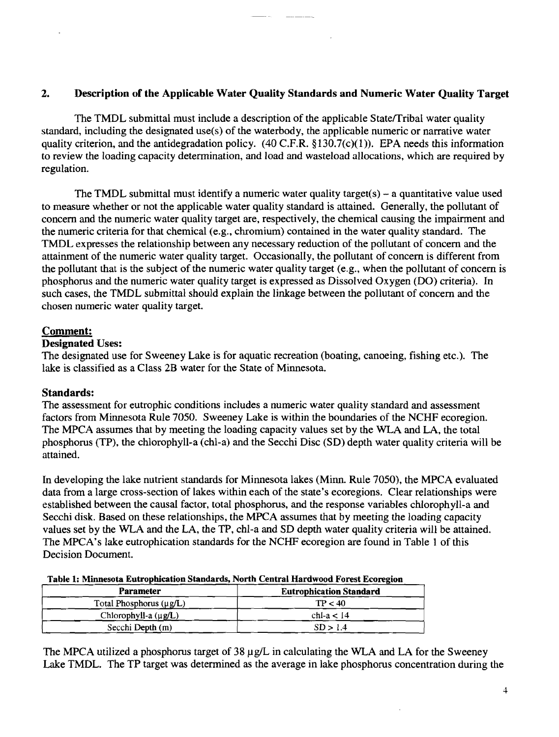## 2. Description of the Applicable Water Quality Standards and Numeric Water Quality Target

The TMDL submittal must include a description of the applicable State/Tribal water quality standard, including the designated use(s) of the waterbody, the applicable numeric or narrative water quality criterion, and the antidegradation policy. (40 C.F.R. §130.7(c)(1)). EPA needs this information to review the loading capacity determination, and load and wasteload allocations, which are required by regulation.

The TMDL submittal must identify a numeric water quality target(s) – a quantitative value used to measure whether or not the applicable water quality standard is attained. Generally, the pollutant of concern and the numeric water quality target are, respectively, the chemical causing the impairment and the numeric criteria for that chemical (e.g., chromium) contained in the water quality standard. The TMDL expresses the relationship between any necessary reduction of the pollutant of concern and the attainment of the numeric water quality target. Occasionally, the pollutant of concern is different from the pollutant that is the subject of the numeric water quality target (e.g., when the pollutant of concern is phosphorus and the numeric water quality target is expressed as Dissolved Oxygen (DO) criteria). In such cases, the TMDL submittal should explain the linkage between the pollutant of concern and the chosen numeric water quality target.

**Comment:**

**Designated Uses:**

The designated use for Sweeney Lake is for aquatic recreation (boating, canoeing, fishing etc.). The lake is classified as a Class 2B water for the State of Minnesota.

**Standards:**

The assessment for eutrophic conditions includes a numeric water quality standard and assessment factors from Minnesota Rule 7050. Sweeney Lake is within the boundaries of the NCHF ecoregion. The MPCA assumes that by meeting the loading capacity values set by the WLA and LA, the total phosphorus (TP), the chlorophyll-a (chl-a) and the Secchi Disc (SD) depth water quality criteria will be attained.

In developing the lake nutrient standards for Minnesota lakes (Minn. Rule 7050), the MPCA evaluated data from a large cross-section of lakes within each of the state's ecoregions. Clear relationships were established between the causal factor, total phosphorus, and the response variables chlorophyll-a and Secchi disk. Based on these relationships, the MPCA assumes that by meeting the loading capacity values set by the WLA and the LA, the TP, chl-a and SD depth water quality criteria will be attained. The MPCA's lake eutrophication standards for the NCHF ecoregion are found in Table 1 of this Decision Document.

**Table 1: Minnesota Eutrophication Standards, North Central Hardwood Forest Ecoregion**

| Parameter | Eutrophication Standard |
|---|---|
| Total Phosphorus (μg/L) | TP < 40 |
| Chlorophyll-a (μg/L) | chl-a < 14 |
| Secchi Depth (m) | SD > 1.4 |

The MPCA utilized a phosphorus target of 38 μg/L in calculating the WLA and LA for the Sweeney Lake TMDL. The TP target was determined as the average in lake phosphorus concentration during the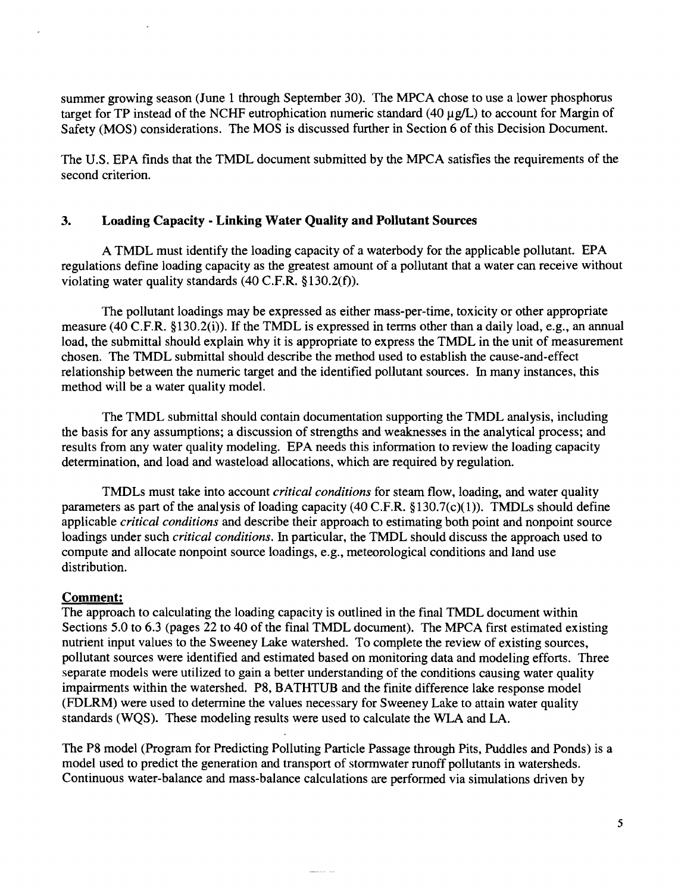summer growing season (June 1 through September 30). The MPCA chose to use a lower phosphorus target for TP instead of the NCHF eutrophication numeric standard (40 μg/L) to account for Margin of Safety (MOS) considerations. The MOS is discussed further in Section 6 of this Decision Document.

The U.S. EPA finds that the TMDL document submitted by the MPCA satisfies the requirements of the second criterion.

### 3. Loading Capacity - Linking Water Quality and Pollutant Sources

A TMDL must identify the loading capacity of a waterbody for the applicable pollutant. EPA regulations define loading capacity as the greatest amount of a pollutant that a water can receive without violating water quality standards (40 C.F.R. §130.2(f)).

The pollutant loadings may be expressed as either mass-per-time, toxicity or other appropriate measure (40 C.F.R. §130.2(i)). If the TMDL is expressed in terms other than a daily load, e.g., an annual load, the submittal should explain why it is appropriate to express the TMDL in the unit of measurement chosen. The TMDL submittal should describe the method used to establish the cause-and-effect relationship between the numeric target and the identified pollutant sources. In many instances, this method will be a water quality model.

The TMDL submittal should contain documentation supporting the TMDL analysis, including the basis for any assumptions; a discussion of strengths and weaknesses in the analytical process; and results from any water quality modeling. EPA needs this information to review the loading capacity determination, and load and wasteload allocations, which are required by regulation.

TMDLs must take into account *critical conditions* for steam flow, loading, and water quality parameters as part of the analysis of loading capacity (40 C.F.R. §130.7(c)(1)). TMDLs should define applicable *critical conditions* and describe their approach to estimating both point and nonpoint source loadings under such *critical conditions*. In particular, the TMDL should discuss the approach used to compute and allocate nonpoint source loadings, e.g., meteorological conditions and land use distribution.

**Comment:**

The approach to calculating the loading capacity is outlined in the final TMDL document within Sections 5.0 to 6.3 (pages 22 to 40 of the final TMDL document). The MPCA first estimated existing nutrient input values to the Sweeney Lake watershed. To complete the review of existing sources, pollutant sources were identified and estimated based on monitoring data and modeling efforts. Three separate models were utilized to gain a better understanding of the conditions causing water quality impairments within the watershed. P8, BATHTUB and the finite difference lake response model (FDLRM) were used to determine the values necessary for Sweeney Lake to attain water quality standards (WQS). These modeling results were used to calculate the WLA and LA.

The P8 model (Program for Predicting Polluting Particle Passage through Pits, Puddles and Ponds) is a model used to predict the generation and transport of stormwater runoff pollutants in watersheds. Continuous water-balance and mass-balance calculations are performed via simulations driven by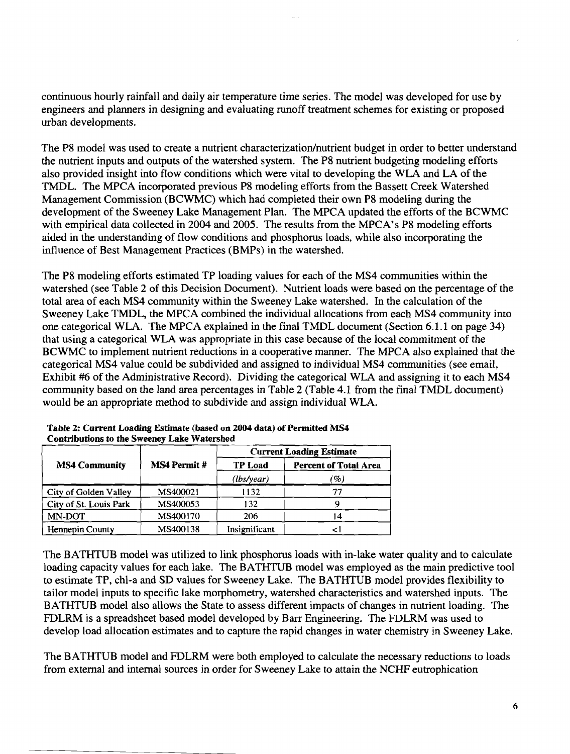continuous hourly rainfall and daily air temperature time series. The model was developed for use by engineers and planners in designing and evaluating runoff treatment schemes for existing or proposed urban developments.

The P8 model was used to create a nutrient characterization/nutrient budget in order to better understand the nutrient inputs and outputs of the watershed system. The P8 nutrient budgeting modeling efforts also provided insight into flow conditions which were vital to developing the WLA and LA of the TMDL. The MPCA incorporated previous P8 modeling efforts from the Bassett Creek Watershed Management Commission (BCWMC) which had completed their own P8 modeling during the development of the Sweeney Lake Management Plan. The MPCA updated the efforts of the BCWMC with empirical data collected in 2004 and 2005. The results from the MPCA's P8 modeling efforts aided in the understanding of flow conditions and phosphorus loads, while also incorporating the influence of Best Management Practices (BMPs) in the watershed.

The P8 modeling efforts estimated TP loading values for each of the MS4 communities within the watershed (see Table 2 of this Decision Document). Nutrient loads were based on the percentage of the total area of each MS4 community within the Sweeney Lake watershed. In the calculation of the Sweeney Lake TMDL, the MPCA combined the individual allocations from each MS4 community into one categorical WLA. The MPCA explained in the final TMDL document (Section 6.1.1 on page 34) that using a categorical WLA was appropriate in this case because of the local commitment of the BCWMC to implement nutrient reductions in a cooperative manner. The MPCA also explained that the categorical MS4 value could be subdivided and assigned to individual MS4 communities (see email, Exhibit #6 of the Administrative Record). Dividing the categorical WLA and assigning it to each MS4 community based on the land area percentages in Table 2 (Table 4.1 from the final TMDL document) would be an appropriate method to subdivide and assign individual WLA.

**Table 2: Current Loading Estimate (based on 2004 data) of Permitted MS4 Contributions to the Sweeney Lake Watershed**

| MS4 Community | MS4 Permit # | Current Loading Estimate | |
|---|---|---|---|
| | | **TP Load** | **Percent of Total Area** |
| | | *(lbs/year)* | *(%)* |
| City of Golden Valley | MS400021 | 1132 | 77 |
| City of St. Louis Park | MS400053 | 132 | 9 |
| MN-DOT | MS400170 | 206 | 14 |
| Hennepin County | MS400138 | Insignificant | <1 |

The BATHTUB model was utilized to link phosphorus loads with in-lake water quality and to calculate loading capacity values for each lake. The BATHTUB model was employed as the main predictive tool to estimate TP, chl-a and SD values for Sweeney Lake. The BATHTUB model provides flexibility to tailor model inputs to specific lake morphometry, watershed characteristics and watershed inputs. The BATHTUB model also allows the State to assess different impacts of changes in nutrient loading. The FDLRM is a spreadsheet based model developed by Barr Engineering. The FDLRM was used to develop load allocation estimates and to capture the rapid changes in water chemistry in Sweeney Lake.

The BATHTUB model and FDLRM were both employed to calculate the necessary reductions to loads from external and internal sources in order for Sweeney Lake to attain the NCHF eutrophication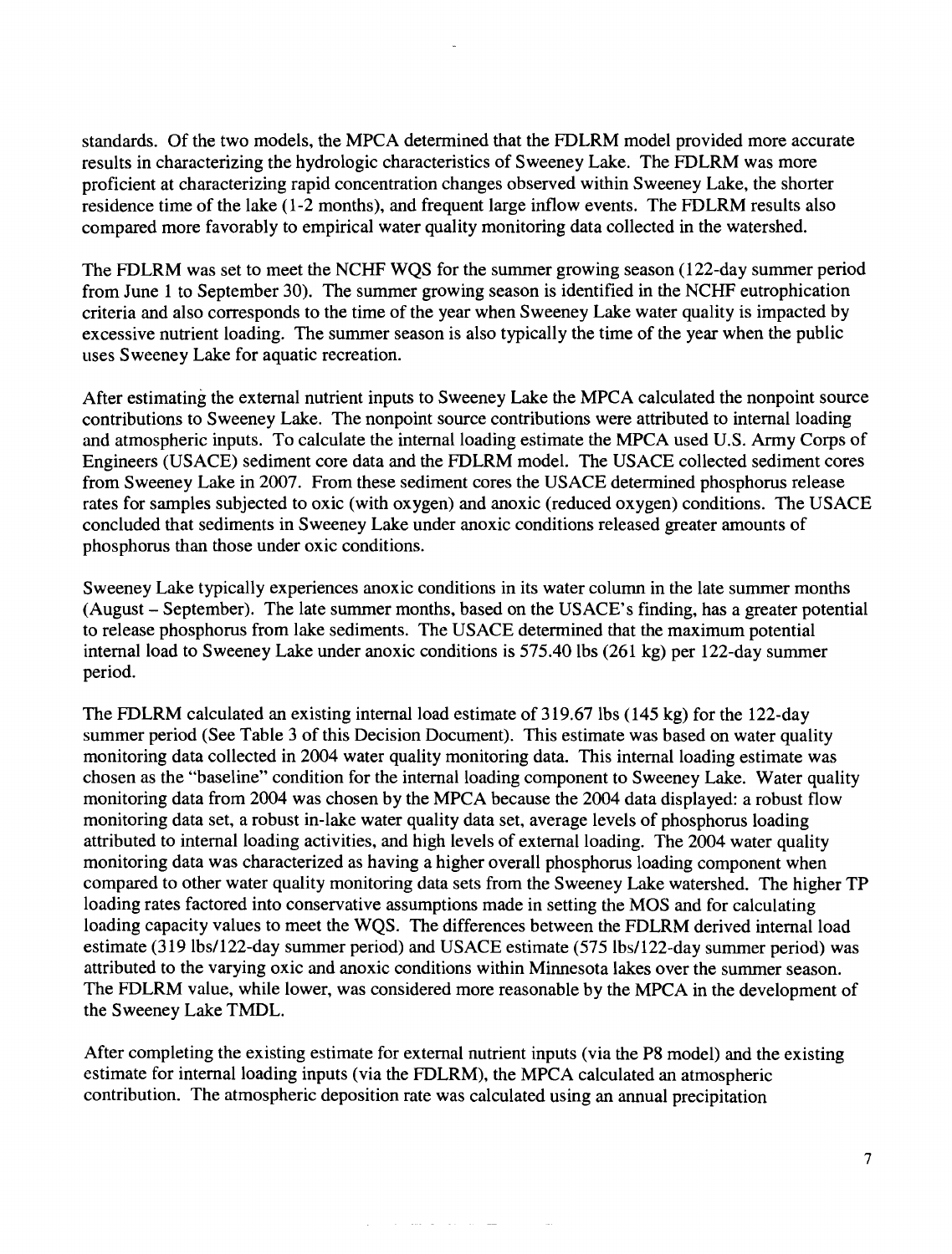standards. Of the two models, the MPCA determined that the FDLRM model provided more accurate results in characterizing the hydrologic characteristics of Sweeney Lake. The FDLRM was more proficient at characterizing rapid concentration changes observed within Sweeney Lake, the shorter residence time of the lake (1-2 months), and frequent large inflow events. The FDLRM results also compared more favorably to empirical water quality monitoring data collected in the watershed.

The FDLRM was set to meet the NCHF WQS for the summer growing season (122-day summer period from June 1 to September 30). The summer growing season is identified in the NCHF eutrophication criteria and also corresponds to the time of the year when Sweeney Lake water quality is impacted by excessive nutrient loading. The summer season is also typically the time of the year when the public uses Sweeney Lake for aquatic recreation.

After estimating the external nutrient inputs to Sweeney Lake the MPCA calculated the nonpoint source contributions to Sweeney Lake. The nonpoint source contributions were attributed to internal loading and atmospheric inputs. To calculate the internal loading estimate the MPCA used U.S. Army Corps of Engineers (USACE) sediment core data and the FDLRM model. The USACE collected sediment cores from Sweeney Lake in 2007. From these sediment cores the USACE determined phosphorus release rates for samples subjected to oxic (with oxygen) and anoxic (reduced oxygen) conditions. The USACE concluded that sediments in Sweeney Lake under anoxic conditions released greater amounts of phosphorus than those under oxic conditions.

Sweeney Lake typically experiences anoxic conditions in its water column in the late summer months (August – September). The late summer months, based on the USACE's finding, has a greater potential to release phosphorus from lake sediments. The USACE determined that the maximum potential internal load to Sweeney Lake under anoxic conditions is 575.40 lbs (261 kg) per 122-day summer period.

The FDLRM calculated an existing internal load estimate of 319.67 lbs (145 kg) for the 122-day summer period (See Table 3 of this Decision Document). This estimate was based on water quality monitoring data collected in 2004 water quality monitoring data. This internal loading estimate was chosen as the "baseline" condition for the internal loading component to Sweeney Lake. Water quality monitoring data from 2004 was chosen by the MPCA because the 2004 data displayed: a robust flow monitoring data set, a robust in-lake water quality data set, average levels of phosphorus loading attributed to internal loading activities, and high levels of external loading. The 2004 water quality monitoring data was characterized as having a higher overall phosphorus loading component when compared to other water quality monitoring data sets from the Sweeney Lake watershed. The higher TP loading rates factored into conservative assumptions made in setting the MOS and for calculating loading capacity values to meet the WQS. The differences between the FDLRM derived internal load estimate (319 lbs/122-day summer period) and USACE estimate (575 lbs/122-day summer period) was attributed to the varying oxic and anoxic conditions within Minnesota lakes over the summer season. The FDLRM value, while lower, was considered more reasonable by the MPCA in the development of the Sweeney Lake TMDL.

After completing the existing estimate for external nutrient inputs (via the P8 model) and the existing estimate for internal loading inputs (via the FDLRM), the MPCA calculated an atmospheric contribution. The atmospheric deposition rate was calculated using an annual precipitation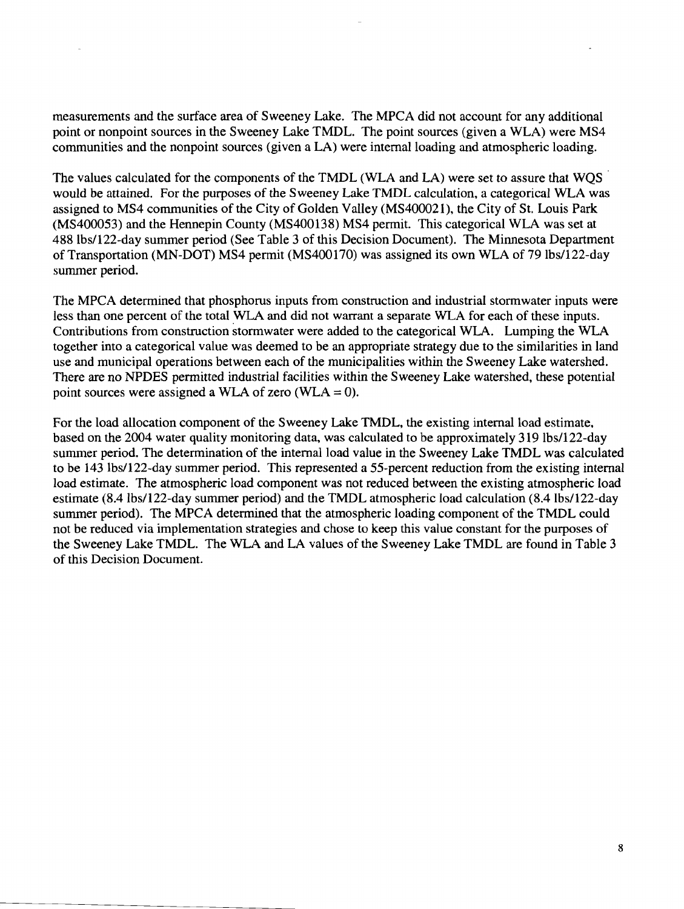measurements and the surface area of Sweeney Lake. The MPCA did not account for any additional point or nonpoint sources in the Sweeney Lake TMDL. The point sources (given a WLA) were MS4 communities and the nonpoint sources (given a LA) were internal loading and atmospheric loading.

The values calculated for the components of the TMDL (WLA and LA) were set to assure that WQS would be attained. For the purposes of the Sweeney Lake TMDL calculation, a categorical WLA was assigned to MS4 communities of the City of Golden Valley (MS400021), the City of St. Louis Park (MS400053) and the Hennepin County (MS400138) MS4 permit. This categorical WLA was set at 488 lbs/122-day summer period (See Table 3 of this Decision Document). The Minnesota Department of Transportation (MN-DOT) MS4 permit (MS400170) was assigned its own WLA of 79 lbs/122-day summer period.

The MPCA determined that phosphorus inputs from construction and industrial stormwater inputs were less than one percent of the total WLA and did not warrant a separate WLA for each of these inputs. Contributions from construction stormwater were added to the categorical WLA. Lumping the WLA together into a categorical value was deemed to be an appropriate strategy due to the similarities in land use and municipal operations between each of the municipalities within the Sweeney Lake watershed. There are no NPDES permitted industrial facilities within the Sweeney Lake watershed, these potential point sources were assigned a WLA of zero (WLA = 0).

For the load allocation component of the Sweeney Lake TMDL, the existing internal load estimate, based on the 2004 water quality monitoring data, was calculated to be approximately 319 lbs/122-day summer period. The determination of the internal load value in the Sweeney Lake TMDL was calculated to be 143 lbs/122-day summer period. This represented a 55-percent reduction from the existing internal load estimate. The atmospheric load component was not reduced between the existing atmospheric load estimate (8.4 lbs/122-day summer period) and the TMDL atmospheric load calculation (8.4 lbs/122-day summer period). The MPCA determined that the atmospheric loading component of the TMDL could not be reduced via implementation strategies and chose to keep this value constant for the purposes of the Sweeney Lake TMDL. The WLA and LA values of the Sweeney Lake TMDL are found in Table 3 of this Decision Document.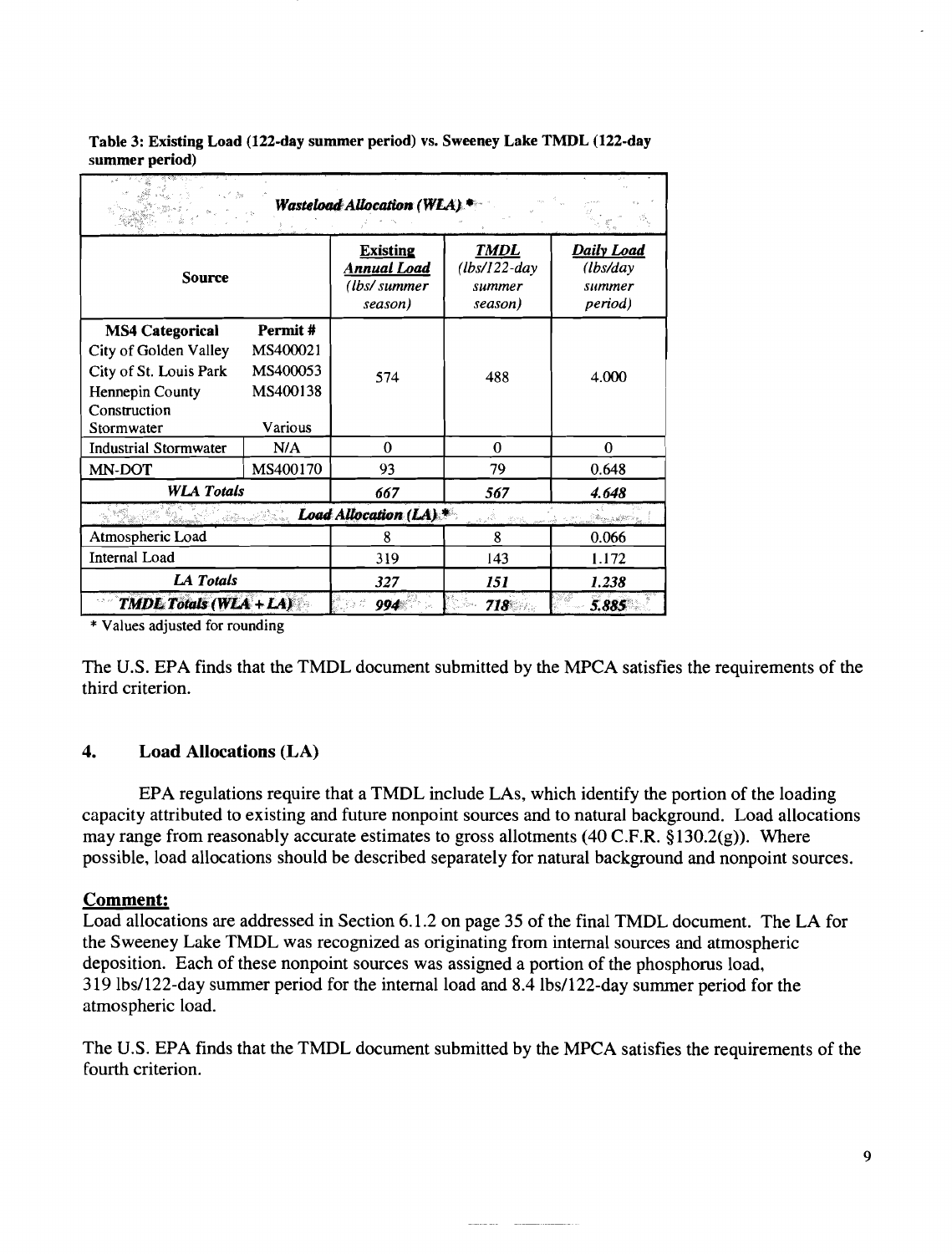**Table 3: Existing Load (122-day summer period) vs. Sweeney Lake TMDL (122-day summer period)**

| *Wasteload Allocation (WLA)* * | | | | |
|---|---|---|---|---|
| **Source** | | ***Existing Annual Load*** *(lbs/ summer season)* | ***TMDL*** *(lbs/122-day summer season)* | ***Daily Load*** *(lbs/day summer period)* |
| **MS4 Categorical** | **Permit #** | | | |
| City of Golden Valley | MS400021 | | | |
| City of St. Louis Park | MS400053 | 574 | 488 | 4.000 |
| Hennepin County | MS400138 | | | |
| Construction Stormwater | Various | | | |
| Industrial Stormwater | N/A | 0 | 0 | 0 |
| MN-DOT | MS400170 | 93 | 79 | 0.648 |
| ***WLA Totals*** | | ***667*** | ***567*** | ***4.648*** |
| ***Load Allocation (LA)*** * | | | | |
| Atmospheric Load | | 8 | 8 | 0.066 |
| Internal Load | | 319 | 143 | 1.172 |
| ***LA Totals*** | | ***327*** | ***151*** | ***1.238*** |
| ***TMDL Totals (WLA + LA)*** | | ***994*** | ***718*** | ***5.885*** |

\* Values adjusted for rounding

The U.S. EPA finds that the TMDL document submitted by the MPCA satisfies the requirements of the third criterion.

## 4. Load Allocations (LA)

EPA regulations require that a TMDL include LAs, which identify the portion of the loading capacity attributed to existing and future nonpoint sources and to natural background. Load allocations may range from reasonably accurate estimates to gross allotments (40 C.F.R. §130.2(g)). Where possible, load allocations should be described separately for natural background and nonpoint sources.

**Comment:**

Load allocations are addressed in Section 6.1.2 on page 35 of the final TMDL document. The LA for the Sweeney Lake TMDL was recognized as originating from internal sources and atmospheric deposition. Each of these nonpoint sources was assigned a portion of the phosphorus load, 319 lbs/122-day summer period for the internal load and 8.4 lbs/122-day summer period for the atmospheric load.

The U.S. EPA finds that the TMDL document submitted by the MPCA satisfies the requirements of the fourth criterion.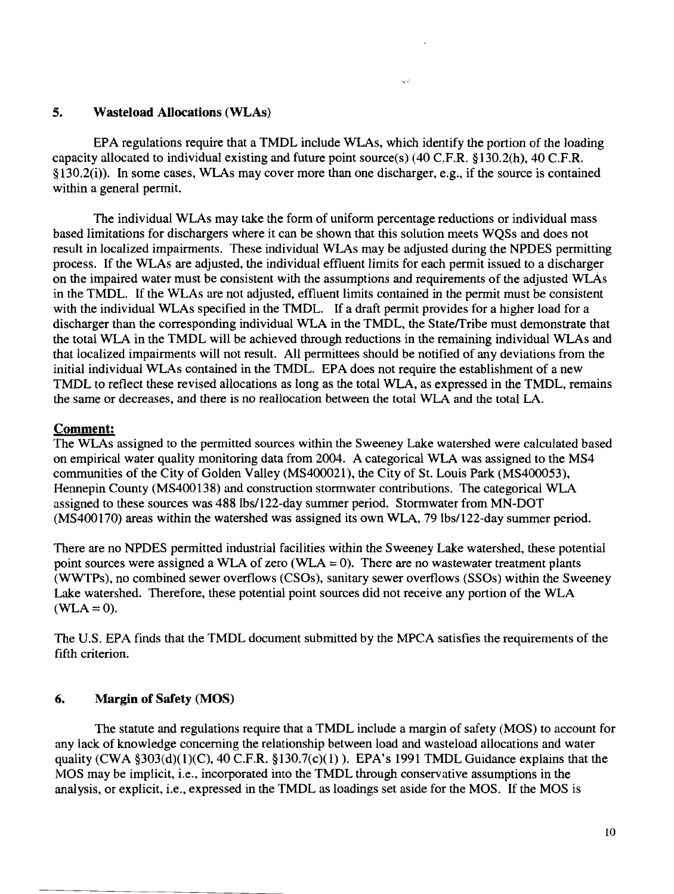## 5. Wasteload Allocations (WLAs)

EPA regulations require that a TMDL include WLAs, which identify the portion of the loading capacity allocated to individual existing and future point source(s) (40 C.F.R. §130.2(h), 40 C.F.R. §130.2(i)). In some cases, WLAs may cover more than one discharger, e.g., if the source is contained within a general permit.

The individual WLAs may take the form of uniform percentage reductions or individual mass based limitations for dischargers where it can be shown that this solution meets WQSs and does not result in localized impairments. These individual WLAs may be adjusted during the NPDES permitting process. If the WLAs are adjusted, the individual effluent limits for each permit issued to a discharger on the impaired water must be consistent with the assumptions and requirements of the adjusted WLAs in the TMDL. If the WLAs are not adjusted, effluent limits contained in the permit must be consistent with the individual WLAs specified in the TMDL. If a draft permit provides for a higher load for a discharger than the corresponding individual WLA in the TMDL, the State/Tribe must demonstrate that the total WLA in the TMDL will be achieved through reductions in the remaining individual WLAs and that localized impairments will not result. All permittees should be notified of any deviations from the initial individual WLAs contained in the TMDL. EPA does not require the establishment of a new TMDL to reflect these revised allocations as long as the total WLA, as expressed in the TMDL, remains the same or decreases, and there is no reallocation between the total WLA and the total LA.

**Comment:**

The WLAs assigned to the permitted sources within the Sweeney Lake watershed were calculated based on empirical water quality monitoring data from 2004. A categorical WLA was assigned to the MS4 communities of the City of Golden Valley (MS400021), the City of St. Louis Park (MS400053), Hennepin County (MS400138) and construction stormwater contributions. The categorical WLA assigned to these sources was 488 lbs/122-day summer period. Stormwater from MN-DOT (MS400170) areas within the watershed was assigned its own WLA, 79 lbs/122-day summer period.

There are no NPDES permitted industrial facilities within the Sweeney Lake watershed, these potential point sources were assigned a WLA of zero (WLA = 0). There are no wastewater treatment plants (WWTPs), no combined sewer overflows (CSOs), sanitary sewer overflows (SSOs) within the Sweeney Lake watershed. Therefore, these potential point sources did not receive any portion of the WLA (WLA = 0).

The U.S. EPA finds that the TMDL document submitted by the MPCA satisfies the requirements of the fifth criterion.

## 6. Margin of Safety (MOS)

The statute and regulations require that a TMDL include a margin of safety (MOS) to account for any lack of knowledge concerning the relationship between load and wasteload allocations and water quality (CWA §303(d)(1)(C), 40 C.F.R. §130.7(c)(1) ). EPA's 1991 TMDL Guidance explains that the MOS may be implicit, i.e., incorporated into the TMDL through conservative assumptions in the analysis, or explicit, i.e., expressed in the TMDL as loadings set aside for the MOS. If the MOS is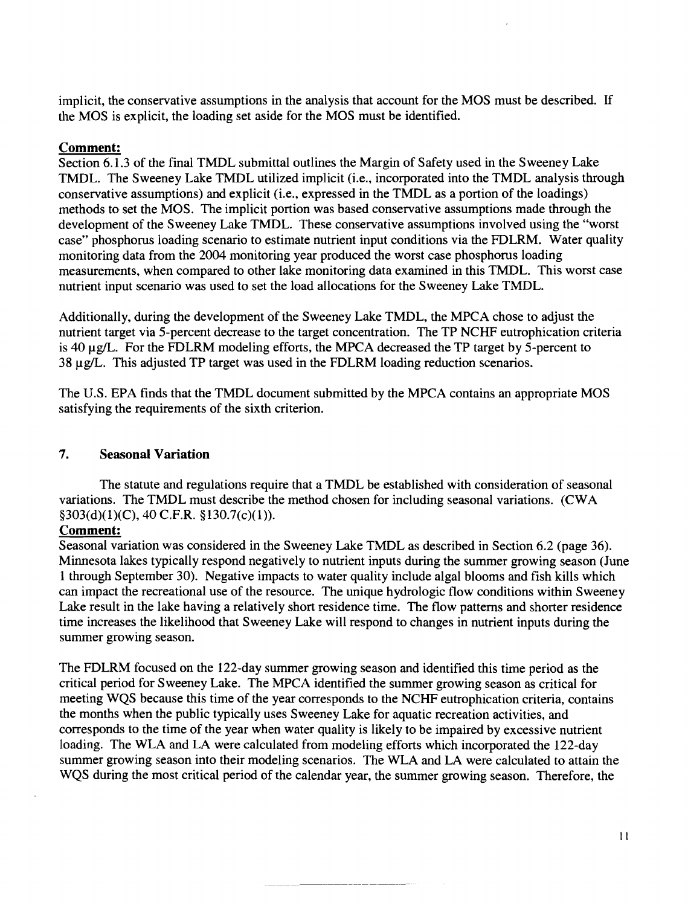implicit, the conservative assumptions in the analysis that account for the MOS must be described. If the MOS is explicit, the loading set aside for the MOS must be identified.

**Comment:**

Section 6.1.3 of the final TMDL submittal outlines the Margin of Safety used in the Sweeney Lake TMDL. The Sweeney Lake TMDL utilized implicit (i.e., incorporated into the TMDL analysis through conservative assumptions) and explicit (i.e., expressed in the TMDL as a portion of the loadings) methods to set the MOS. The implicit portion was based conservative assumptions made through the development of the Sweeney Lake TMDL. These conservative assumptions involved using the "worst case" phosphorus loading scenario to estimate nutrient input conditions via the FDLRM. Water quality monitoring data from the 2004 monitoring year produced the worst case phosphorus loading measurements, when compared to other lake monitoring data examined in this TMDL. This worst case nutrient input scenario was used to set the load allocations for the Sweeney Lake TMDL.

Additionally, during the development of the Sweeney Lake TMDL, the MPCA chose to adjust the nutrient target via 5-percent decrease to the target concentration. The TP NCHF eutrophication criteria is 40 µg/L. For the FDLRM modeling efforts, the MPCA decreased the TP target by 5-percent to 38 µg/L. This adjusted TP target was used in the FDLRM loading reduction scenarios.

The U.S. EPA finds that the TMDL document submitted by the MPCA contains an appropriate MOS satisfying the requirements of the sixth criterion.

## 7. Seasonal Variation

The statute and regulations require that a TMDL be established with consideration of seasonal variations. The TMDL must describe the method chosen for including seasonal variations. (CWA §303(d)(1)(C), 40 C.F.R. §130.7(c)(1)).

**Comment:**

Seasonal variation was considered in the Sweeney Lake TMDL as described in Section 6.2 (page 36). Minnesota lakes typically respond negatively to nutrient inputs during the summer growing season (June 1 through September 30). Negative impacts to water quality include algal blooms and fish kills which can impact the recreational use of the resource. The unique hydrologic flow conditions within Sweeney Lake result in the lake having a relatively short residence time. The flow patterns and shorter residence time increases the likelihood that Sweeney Lake will respond to changes in nutrient inputs during the summer growing season.

The FDLRM focused on the 122-day summer growing season and identified this time period as the critical period for Sweeney Lake. The MPCA identified the summer growing season as critical for meeting WQS because this time of the year corresponds to the NCHF eutrophication criteria, contains the months when the public typically uses Sweeney Lake for aquatic recreation activities, and corresponds to the time of the year when water quality is likely to be impaired by excessive nutrient loading. The WLA and LA were calculated from modeling efforts which incorporated the 122-day summer growing season into their modeling scenarios. The WLA and LA were calculated to attain the WQS during the most critical period of the calendar year, the summer growing season. Therefore, the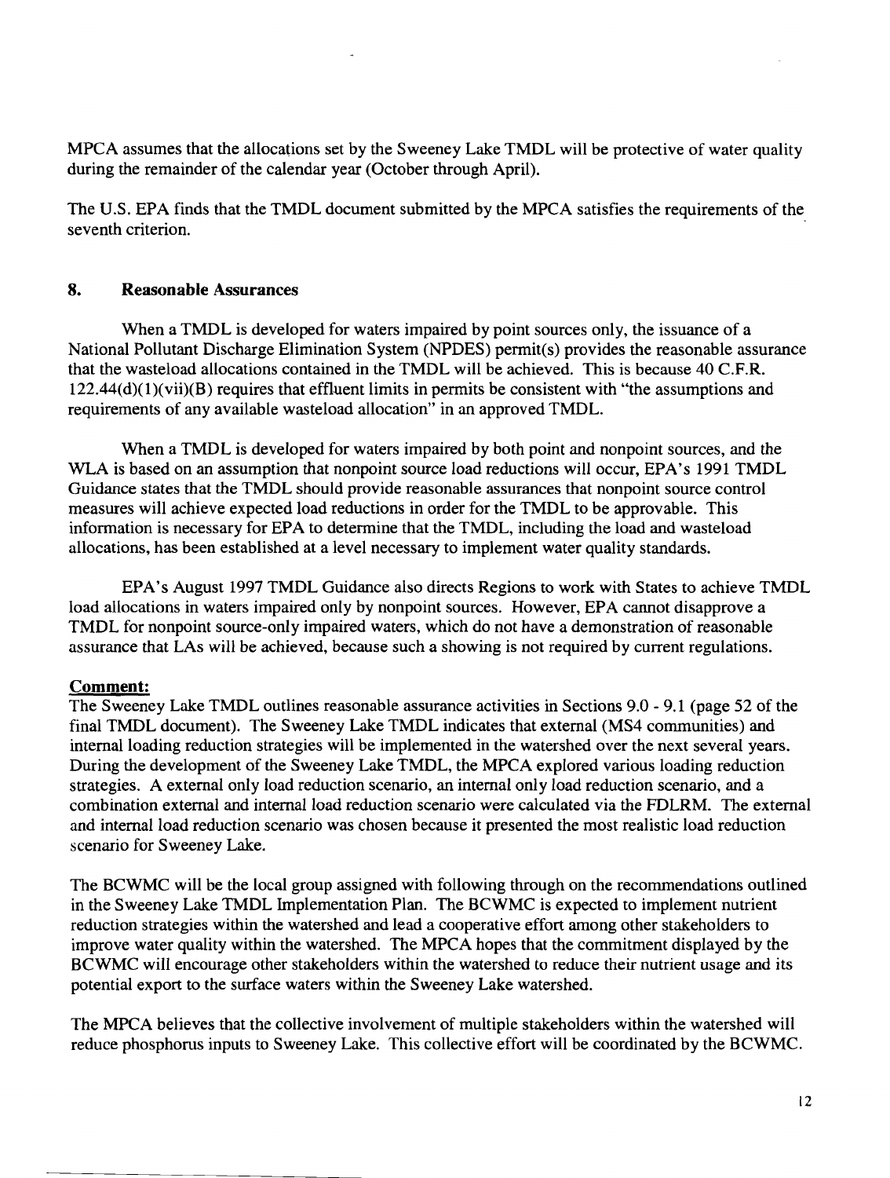MPCA assumes that the allocations set by the Sweeney Lake TMDL will be protective of water quality during the remainder of the calendar year (October through April).

The U.S. EPA finds that the TMDL document submitted by the MPCA satisfies the requirements of the seventh criterion.

## 8. Reasonable Assurances

When a TMDL is developed for waters impaired by point sources only, the issuance of a National Pollutant Discharge Elimination System (NPDES) permit(s) provides the reasonable assurance that the wasteload allocations contained in the TMDL will be achieved. This is because 40 C.F.R. 122.44(d)(1)(vii)(B) requires that effluent limits in permits be consistent with "the assumptions and requirements of any available wasteload allocation" in an approved TMDL.

When a TMDL is developed for waters impaired by both point and nonpoint sources, and the WLA is based on an assumption that nonpoint source load reductions will occur, EPA's 1991 TMDL Guidance states that the TMDL should provide reasonable assurances that nonpoint source control measures will achieve expected load reductions in order for the TMDL to be approvable. This information is necessary for EPA to determine that the TMDL, including the load and wasteload allocations, has been established at a level necessary to implement water quality standards.

EPA's August 1997 TMDL Guidance also directs Regions to work with States to achieve TMDL load allocations in waters impaired only by nonpoint sources. However, EPA cannot disapprove a TMDL for nonpoint source-only impaired waters, which do not have a demonstration of reasonable assurance that LAs will be achieved, because such a showing is not required by current regulations.

**Comment:**

The Sweeney Lake TMDL outlines reasonable assurance activities in Sections 9.0 - 9.1 (page 52 of the final TMDL document). The Sweeney Lake TMDL indicates that external (MS4 communities) and internal loading reduction strategies will be implemented in the watershed over the next several years. During the development of the Sweeney Lake TMDL, the MPCA explored various loading reduction strategies. A external only load reduction scenario, an internal only load reduction scenario, and a combination external and internal load reduction scenario were calculated via the FDLRM. The external and internal load reduction scenario was chosen because it presented the most realistic load reduction scenario for Sweeney Lake.

The BCWMC will be the local group assigned with following through on the recommendations outlined in the Sweeney Lake TMDL Implementation Plan. The BCWMC is expected to implement nutrient reduction strategies within the watershed and lead a cooperative effort among other stakeholders to improve water quality within the watershed. The MPCA hopes that the commitment displayed by the BCWMC will encourage other stakeholders within the watershed to reduce their nutrient usage and its potential export to the surface waters within the Sweeney Lake watershed.

The MPCA believes that the collective involvement of multiple stakeholders within the watershed will reduce phosphorus inputs to Sweeney Lake. This collective effort will be coordinated by the BCWMC.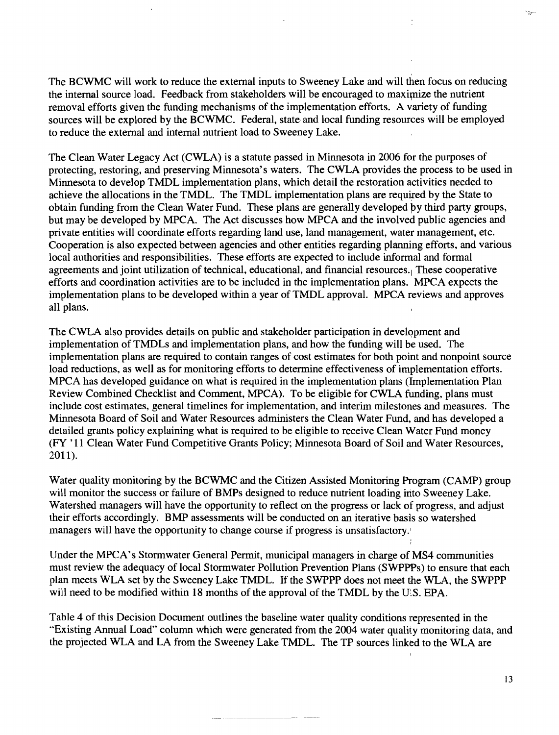The BCWMC will work to reduce the external inputs to Sweeney Lake and will then focus on reducing the internal source load. Feedback from stakeholders will be encouraged to maximize the nutrient removal efforts given the funding mechanisms of the implementation efforts. A variety of funding sources will be explored by the BCWMC. Federal, state and local funding resources will be employed to reduce the external and internal nutrient load to Sweeney Lake.

The Clean Water Legacy Act (CWLA) is a statute passed in Minnesota in 2006 for the purposes of protecting, restoring, and preserving Minnesota's waters. The CWLA provides the process to be used in Minnesota to develop TMDL implementation plans, which detail the restoration activities needed to achieve the allocations in the TMDL. The TMDL implementation plans are required by the State to obtain funding from the Clean Water Fund. These plans are generally developed by third party groups, but may be developed by MPCA. The Act discusses how MPCA and the involved public agencies and private entities will coordinate efforts regarding land use, land management, water management, etc. Cooperation is also expected between agencies and other entities regarding planning efforts, and various local authorities and responsibilities. These efforts are expected to include informal and formal agreements and joint utilization of technical, educational, and financial resources. These cooperative efforts and coordination activities are to be included in the implementation plans. MPCA expects the implementation plans to be developed within a year of TMDL approval. MPCA reviews and approves all plans.

The CWLA also provides details on public and stakeholder participation in development and implementation of TMDLs and implementation plans, and how the funding will be used. The implementation plans are required to contain ranges of cost estimates for both point and nonpoint source load reductions, as well as for monitoring efforts to determine effectiveness of implementation efforts. MPCA has developed guidance on what is required in the implementation plans (Implementation Plan Review Combined Checklist and Comment, MPCA). To be eligible for CWLA funding, plans must include cost estimates, general timelines for implementation, and interim milestones and measures. The Minnesota Board of Soil and Water Resources administers the Clean Water Fund, and has developed a detailed grants policy explaining what is required to be eligible to receive Clean Water Fund money (FY '11 Clean Water Fund Competitive Grants Policy; Minnesota Board of Soil and Water Resources, 2011).

Water quality monitoring by the BCWMC and the Citizen Assisted Monitoring Program (CAMP) group will monitor the success or failure of BMPs designed to reduce nutrient loading into Sweeney Lake. Watershed managers will have the opportunity to reflect on the progress or lack of progress, and adjust their efforts accordingly. BMP assessments will be conducted on an iterative basis so watershed managers will have the opportunity to change course if progress is unsatisfactory.

Under the MPCA's Stormwater General Permit, municipal managers in charge of MS4 communities must review the adequacy of local Stormwater Pollution Prevention Plans (SWPPPs) to ensure that each plan meets WLA set by the Sweeney Lake TMDL. If the SWPPP does not meet the WLA, the SWPPP will need to be modified within 18 months of the approval of the TMDL by the U.S. EPA.

Table 4 of this Decision Document outlines the baseline water quality conditions represented in the "Existing Annual Load" column which were generated from the 2004 water quality monitoring data, and the projected WLA and LA from the Sweeney Lake TMDL. The TP sources linked to the WLA are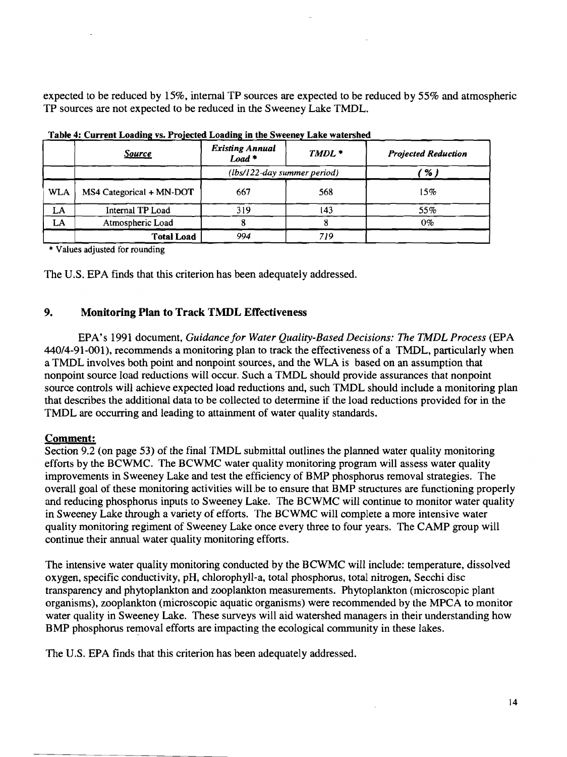expected to be reduced by 15%, internal TP sources are expected to be reduced by 55% and atmospheric TP sources are not expected to be reduced in the Sweeney Lake TMDL.

**Table 4: Current Loading vs. Projected Loading in the Sweeney Lake watershed**

| | *Source* | *Existing Annual Load* * | *TMDL* * | *Projected Reduction* |
|---|---|---|---|---|
| | | *(lbs/122-day summer period)* | | *( % )* |
| WLA | MS4 Categorical + MN-DOT | 667 | 568 | 15% |
| LA | Internal TP Load | 319 | 143 | 55% |
| LA | Atmospheric Load | 8 | 8 | 0% |
| | **Total Load** | *994* | *719* | |

* Values adjusted for rounding

The U.S. EPA finds that this criterion has been adequately addressed.

## 9. Monitoring Plan to Track TMDL Effectiveness

EPA's 1991 document, *Guidance for Water Quality-Based Decisions: The TMDL Process* (EPA 440/4-91-001), recommends a monitoring plan to track the effectiveness of a TMDL, particularly when a TMDL involves both point and nonpoint sources, and the WLA is based on an assumption that nonpoint source load reductions will occur. Such a TMDL should provide assurances that nonpoint source controls will achieve expected load reductions and, such TMDL should include a monitoring plan that describes the additional data to be collected to determine if the load reductions provided for in the TMDL are occurring and leading to attainment of water quality standards.

**Comment:**

Section 9.2 (on page 53) of the final TMDL submittal outlines the planned water quality monitoring efforts by the BCWMC. The BCWMC water quality monitoring program will assess water quality improvements in Sweeney Lake and test the efficiency of BMP phosphorus removal strategies. The overall goal of these monitoring activities will be to ensure that BMP structures are functioning properly and reducing phosphorus inputs to Sweeney Lake. The BCWMC will continue to monitor water quality in Sweeney Lake through a variety of efforts. The BCWMC will complete a more intensive water quality monitoring regiment of Sweeney Lake once every three to four years. The CAMP group will continue their annual water quality monitoring efforts.

The intensive water quality monitoring conducted by the BCWMC will include: temperature, dissolved oxygen, specific conductivity, pH, chlorophyll-a, total phosphorus, total nitrogen, Secchi disc transparency and phytoplankton and zooplankton measurements. Phytoplankton (microscopic plant organisms), zooplankton (microscopic aquatic organisms) were recommended by the MPCA to monitor water quality in Sweeney Lake. These surveys will aid watershed managers in their understanding how BMP phosphorus removal efforts are impacting the ecological community in these lakes.

The U.S. EPA finds that this criterion has been adequately addressed.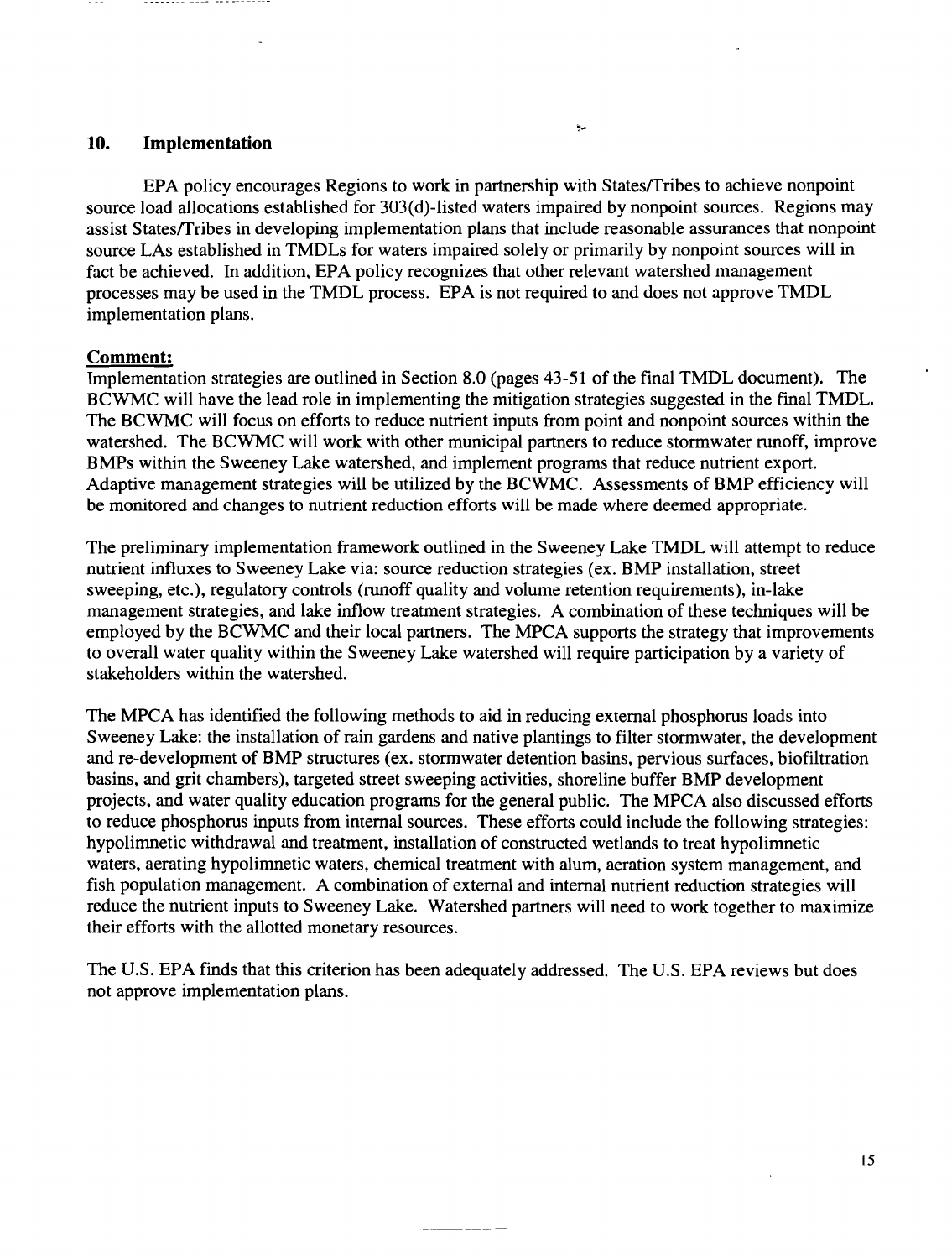## 10. Implementation

EPA policy encourages Regions to work in partnership with States/Tribes to achieve nonpoint source load allocations established for 303(d)-listed waters impaired by nonpoint sources. Regions may assist States/Tribes in developing implementation plans that include reasonable assurances that nonpoint source LAs established in TMDLs for waters impaired solely or primarily by nonpoint sources will in fact be achieved. In addition, EPA policy recognizes that other relevant watershed management processes may be used in the TMDL process. EPA is not required to and does not approve TMDL implementation plans.

**Comment:**

Implementation strategies are outlined in Section 8.0 (pages 43-51 of the final TMDL document). The BCWMC will have the lead role in implementing the mitigation strategies suggested in the final TMDL. The BCWMC will focus on efforts to reduce nutrient inputs from point and nonpoint sources within the watershed. The BCWMC will work with other municipal partners to reduce stormwater runoff, improve BMPs within the Sweeney Lake watershed, and implement programs that reduce nutrient export. Adaptive management strategies will be utilized by the BCWMC. Assessments of BMP efficiency will be monitored and changes to nutrient reduction efforts will be made where deemed appropriate.

The preliminary implementation framework outlined in the Sweeney Lake TMDL will attempt to reduce nutrient influxes to Sweeney Lake via: source reduction strategies (ex. BMP installation, street sweeping, etc.), regulatory controls (runoff quality and volume retention requirements), in-lake management strategies, and lake inflow treatment strategies. A combination of these techniques will be employed by the BCWMC and their local partners. The MPCA supports the strategy that improvements to overall water quality within the Sweeney Lake watershed will require participation by a variety of stakeholders within the watershed.

The MPCA has identified the following methods to aid in reducing external phosphorus loads into Sweeney Lake: the installation of rain gardens and native plantings to filter stormwater, the development and re-development of BMP structures (ex. stormwater detention basins, pervious surfaces, biofiltration basins, and grit chambers), targeted street sweeping activities, shoreline buffer BMP development projects, and water quality education programs for the general public. The MPCA also discussed efforts to reduce phosphorus inputs from internal sources. These efforts could include the following strategies: hypolimnetic withdrawal and treatment, installation of constructed wetlands to treat hypolimnetic waters, aerating hypolimnetic waters, chemical treatment with alum, aeration system management, and fish population management. A combination of external and internal nutrient reduction strategies will reduce the nutrient inputs to Sweeney Lake. Watershed partners will need to work together to maximize their efforts with the allotted monetary resources.

The U.S. EPA finds that this criterion has been adequately addressed. The U.S. EPA reviews but does not approve implementation plans.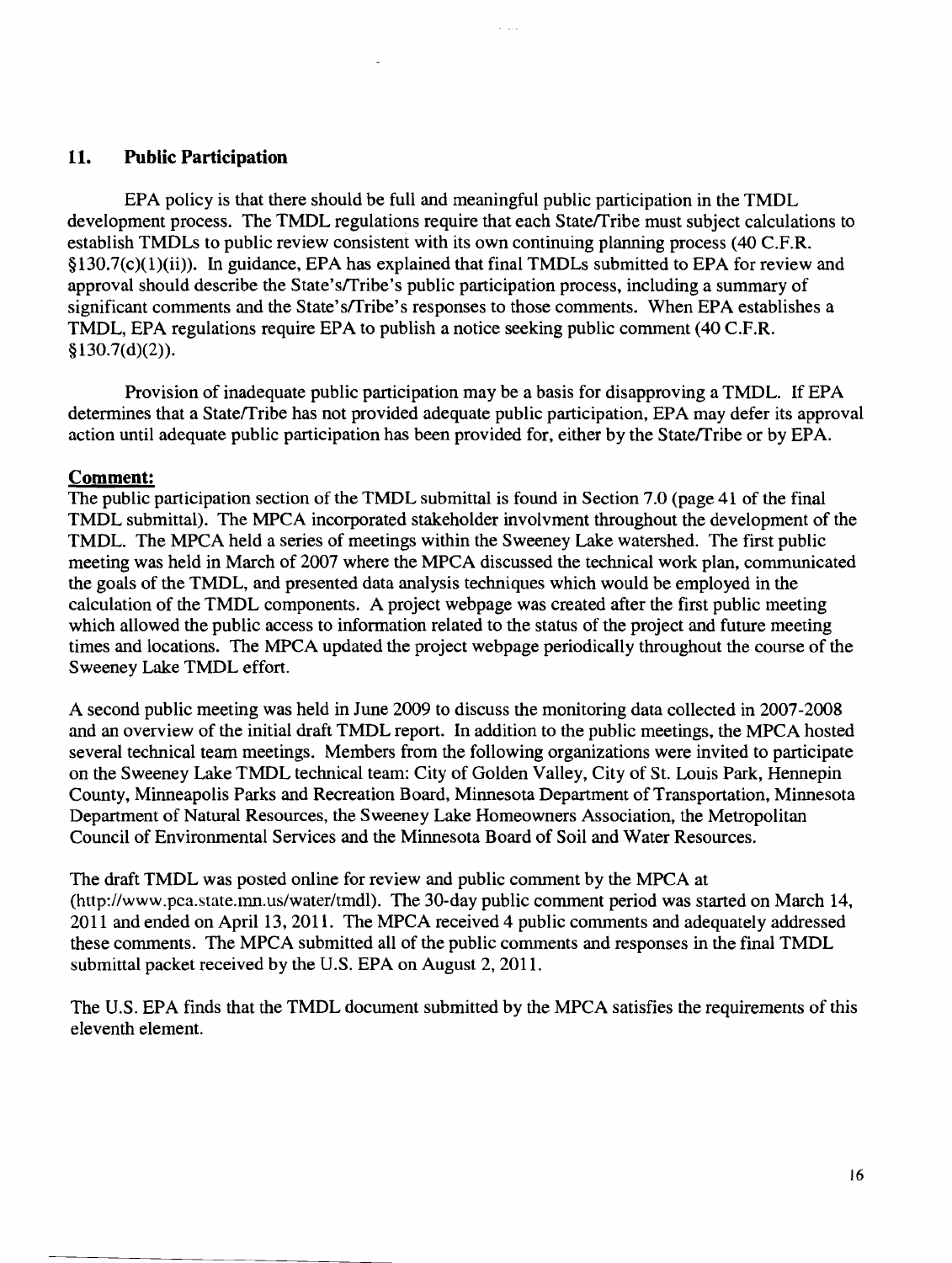## 11. Public Participation

EPA policy is that there should be full and meaningful public participation in the TMDL development process. The TMDL regulations require that each State/Tribe must subject calculations to establish TMDLs to public review consistent with its own continuing planning process (40 C.F.R. §130.7(c)(1)(ii)). In guidance, EPA has explained that final TMDLs submitted to EPA for review and approval should describe the State's/Tribe's public participation process, including a summary of significant comments and the State's/Tribe's responses to those comments. When EPA establishes a TMDL, EPA regulations require EPA to publish a notice seeking public comment (40 C.F.R. §130.7(d)(2)).

Provision of inadequate public participation may be a basis for disapproving a TMDL. If EPA determines that a State/Tribe has not provided adequate public participation, EPA may defer its approval action until adequate public participation has been provided for, either by the State/Tribe or by EPA.

**Comment:**

The public participation section of the TMDL submittal is found in Section 7.0 (page 41 of the final TMDL submittal). The MPCA incorporated stakeholder involvment throughout the development of the TMDL. The MPCA held a series of meetings within the Sweeney Lake watershed. The first public meeting was held in March of 2007 where the MPCA discussed the technical work plan, communicated the goals of the TMDL, and presented data analysis techniques which would be employed in the calculation of the TMDL components. A project webpage was created after the first public meeting which allowed the public access to information related to the status of the project and future meeting times and locations. The MPCA updated the project webpage periodically throughout the course of the Sweeney Lake TMDL effort.

A second public meeting was held in June 2009 to discuss the monitoring data collected in 2007-2008 and an overview of the initial draft TMDL report. In addition to the public meetings, the MPCA hosted several technical team meetings. Members from the following organizations were invited to participate on the Sweeney Lake TMDL technical team: City of Golden Valley, City of St. Louis Park, Hennepin County, Minneapolis Parks and Recreation Board, Minnesota Department of Transportation, Minnesota Department of Natural Resources, the Sweeney Lake Homeowners Association, the Metropolitan Council of Environmental Services and the Minnesota Board of Soil and Water Resources.

The draft TMDL was posted online for review and public comment by the MPCA at (http://www.pca.state.mn.us/water/tmdl). The 30-day public comment period was started on March 14, 2011 and ended on April 13, 2011. The MPCA received 4 public comments and adequately addressed these comments. The MPCA submitted all of the public comments and responses in the final TMDL submittal packet received by the U.S. EPA on August 2, 2011.

The U.S. EPA finds that the TMDL document submitted by the MPCA satisfies the requirements of this eleventh element.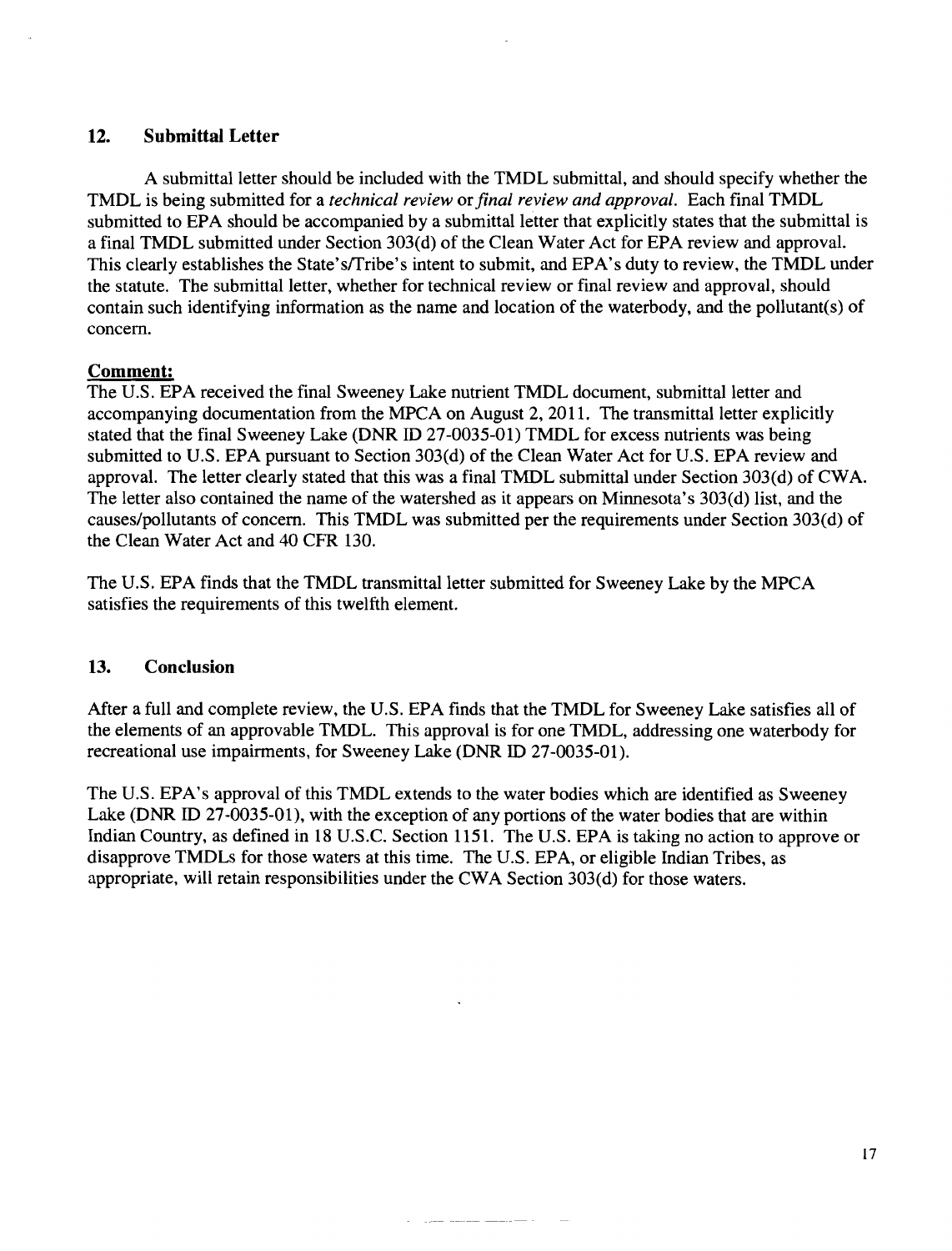## 12. Submittal Letter

A submittal letter should be included with the TMDL submittal, and should specify whether the TMDL is being submitted for a *technical review* or *final review and approval*. Each final TMDL submitted to EPA should be accompanied by a submittal letter that explicitly states that the submittal is a final TMDL submitted under Section 303(d) of the Clean Water Act for EPA review and approval. This clearly establishes the State's/Tribe's intent to submit, and EPA's duty to review, the TMDL under the statute. The submittal letter, whether for technical review or final review and approval, should contain such identifying information as the name and location of the waterbody, and the pollutant(s) of concern.

**Comment:**

The U.S. EPA received the final Sweeney Lake nutrient TMDL document, submittal letter and accompanying documentation from the MPCA on August 2, 2011. The transmittal letter explicitly stated that the final Sweeney Lake (DNR ID 27-0035-01) TMDL for excess nutrients was being submitted to U.S. EPA pursuant to Section 303(d) of the Clean Water Act for U.S. EPA review and approval. The letter clearly stated that this was a final TMDL submittal under Section 303(d) of CWA. The letter also contained the name of the watershed as it appears on Minnesota's 303(d) list, and the causes/pollutants of concern. This TMDL was submitted per the requirements under Section 303(d) of the Clean Water Act and 40 CFR 130.

The U.S. EPA finds that the TMDL transmittal letter submitted for Sweeney Lake by the MPCA satisfies the requirements of this twelfth element.

## 13. Conclusion

After a full and complete review, the U.S. EPA finds that the TMDL for Sweeney Lake satisfies all of the elements of an approvable TMDL. This approval is for one TMDL, addressing one waterbody for recreational use impairments, for Sweeney Lake (DNR ID 27-0035-01).

The U.S. EPA's approval of this TMDL extends to the water bodies which are identified as Sweeney Lake (DNR ID 27-0035-01), with the exception of any portions of the water bodies that are within Indian Country, as defined in 18 U.S.C. Section 1151. The U.S. EPA is taking no action to approve or disapprove TMDLs for those waters at this time. The U.S. EPA, or eligible Indian Tribes, as appropriate, will retain responsibilities under the CWA Section 303(d) for those waters.